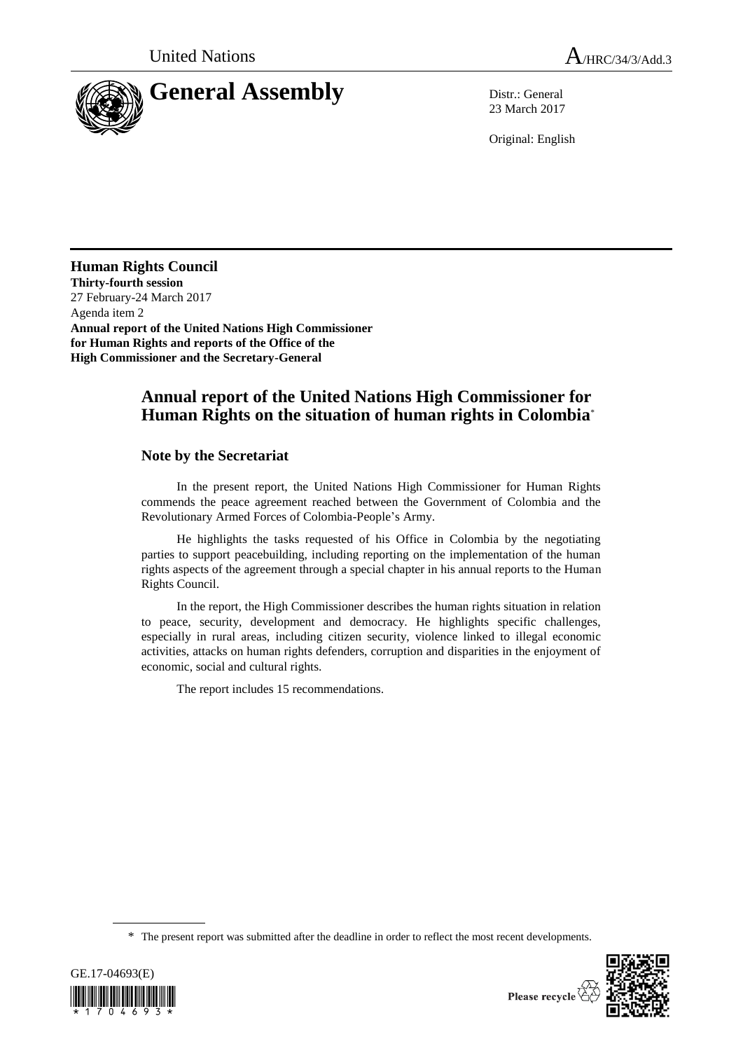United Nations

# General Assembly

A/HRC/34/3/Add.3

Distr.: General
23 March 2017

Original: English

**Human Rights Council**
**Thirty-fourth session**
27 February-24 March 2017
Agenda item 2
**Annual report of the United Nations High Commissioner for Human Rights and reports of the Office of the High Commissioner and the Secretary-General**

## Annual report of the United Nations High Commissioner for Human Rights on the situation of human rights in Colombia*

### Note by the Secretariat

In the present report, the United Nations High Commissioner for Human Rights commends the peace agreement reached between the Government of Colombia and the Revolutionary Armed Forces of Colombia-People's Army.

He highlights the tasks requested of his Office in Colombia by the negotiating parties to support peacebuilding, including reporting on the implementation of the human rights aspects of the agreement through a special chapter in his annual reports to the Human Rights Council.

In the report, the High Commissioner describes the human rights situation in relation to peace, security, development and democracy. He highlights specific challenges, especially in rural areas, including citizen security, violence linked to illegal economic activities, attacks on human rights defenders, corruption and disparities in the enjoyment of economic, social and cultural rights.

The report includes 15 recommendations.

\* The present report was submitted after the deadline in order to reflect the most recent developments.

GE.17-04693(E)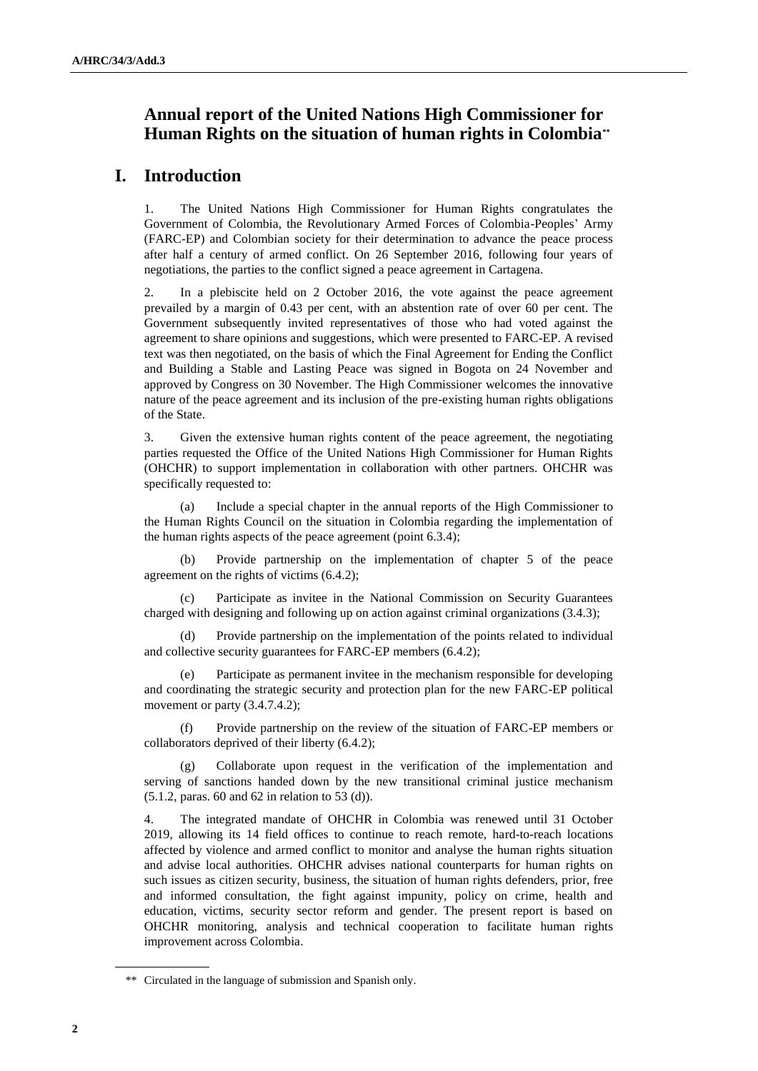# Annual report of the United Nations High Commissioner for Human Rights on the situation of human rights in Colombia**

## I. Introduction

1. The United Nations High Commissioner for Human Rights congratulates the Government of Colombia, the Revolutionary Armed Forces of Colombia-Peoples' Army (FARC-EP) and Colombian society for their determination to advance the peace process after half a century of armed conflict. On 26 September 2016, following four years of negotiations, the parties to the conflict signed a peace agreement in Cartagena.

2. In a plebiscite held on 2 October 2016, the vote against the peace agreement prevailed by a margin of 0.43 per cent, with an abstention rate of over 60 per cent. The Government subsequently invited representatives of those who had voted against the agreement to share opinions and suggestions, which were presented to FARC-EP. A revised text was then negotiated, on the basis of which the Final Agreement for Ending the Conflict and Building a Stable and Lasting Peace was signed in Bogota on 24 November and approved by Congress on 30 November. The High Commissioner welcomes the innovative nature of the peace agreement and its inclusion of the pre-existing human rights obligations of the State.

3. Given the extensive human rights content of the peace agreement, the negotiating parties requested the Office of the United Nations High Commissioner for Human Rights (OHCHR) to support implementation in collaboration with other partners. OHCHR was specifically requested to:

(a) Include a special chapter in the annual reports of the High Commissioner to the Human Rights Council on the situation in Colombia regarding the implementation of the human rights aspects of the peace agreement (point 6.3.4);

(b) Provide partnership on the implementation of chapter 5 of the peace agreement on the rights of victims (6.4.2);

(c) Participate as invitee in the National Commission on Security Guarantees charged with designing and following up on action against criminal organizations (3.4.3);

(d) Provide partnership on the implementation of the points related to individual and collective security guarantees for FARC-EP members (6.4.2);

(e) Participate as permanent invitee in the mechanism responsible for developing and coordinating the strategic security and protection plan for the new FARC-EP political movement or party (3.4.7.4.2);

(f) Provide partnership on the review of the situation of FARC-EP members or collaborators deprived of their liberty (6.4.2);

(g) Collaborate upon request in the verification of the implementation and serving of sanctions handed down by the new transitional criminal justice mechanism (5.1.2, paras. 60 and 62 in relation to 53 (d)).

4. The integrated mandate of OHCHR in Colombia was renewed until 31 October 2019, allowing its 14 field offices to continue to reach remote, hard-to-reach locations affected by violence and armed conflict to monitor and analyse the human rights situation and advise local authorities. OHCHR advises national counterparts for human rights on such issues as citizen security, business, the situation of human rights defenders, prior, free and informed consultation, the fight against impunity, policy on crime, health and education, victims, security sector reform and gender. The present report is based on OHCHR monitoring, analysis and technical cooperation to facilitate human rights improvement across Colombia.

** Circulated in the language of submission and Spanish only.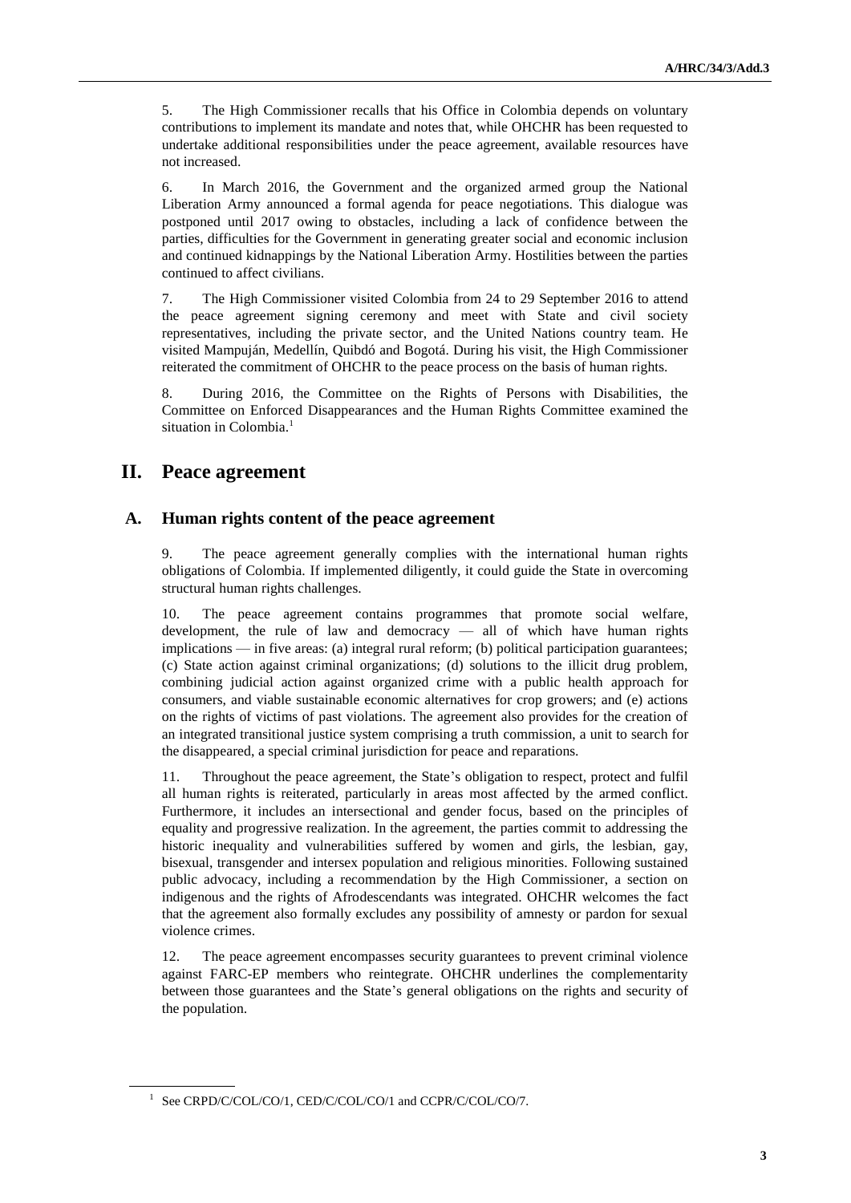5. The High Commissioner recalls that his Office in Colombia depends on voluntary contributions to implement its mandate and notes that, while OHCHR has been requested to undertake additional responsibilities under the peace agreement, available resources have not increased.

6. In March 2016, the Government and the organized armed group the National Liberation Army announced a formal agenda for peace negotiations. This dialogue was postponed until 2017 owing to obstacles, including a lack of confidence between the parties, difficulties for the Government in generating greater social and economic inclusion and continued kidnappings by the National Liberation Army. Hostilities between the parties continued to affect civilians.

7. The High Commissioner visited Colombia from 24 to 29 September 2016 to attend the peace agreement signing ceremony and meet with State and civil society representatives, including the private sector, and the United Nations country team. He visited Mampuján, Medellín, Quibdó and Bogotá. During his visit, the High Commissioner reiterated the commitment of OHCHR to the peace process on the basis of human rights.

8. During 2016, the Committee on the Rights of Persons with Disabilities, the Committee on Enforced Disappearances and the Human Rights Committee examined the situation in Colombia.[1]

## II. Peace agreement

### A. Human rights content of the peace agreement

9. The peace agreement generally complies with the international human rights obligations of Colombia. If implemented diligently, it could guide the State in overcoming structural human rights challenges.

10. The peace agreement contains programmes that promote social welfare, development, the rule of law and democracy — all of which have human rights implications — in five areas: (a) integral rural reform; (b) political participation guarantees; (c) State action against criminal organizations; (d) solutions to the illicit drug problem, combining judicial action against organized crime with a public health approach for consumers, and viable sustainable economic alternatives for crop growers; and (e) actions on the rights of victims of past violations. The agreement also provides for the creation of an integrated transitional justice system comprising a truth commission, a unit to search for the disappeared, a special criminal jurisdiction for peace and reparations.

11. Throughout the peace agreement, the State's obligation to respect, protect and fulfil all human rights is reiterated, particularly in areas most affected by the armed conflict. Furthermore, it includes an intersectional and gender focus, based on the principles of equality and progressive realization. In the agreement, the parties commit to addressing the historic inequality and vulnerabilities suffered by women and girls, the lesbian, gay, bisexual, transgender and intersex population and religious minorities. Following sustained public advocacy, including a recommendation by the High Commissioner, a section on indigenous and the rights of Afrodescendants was integrated. OHCHR welcomes the fact that the agreement also formally excludes any possibility of amnesty or pardon for sexual violence crimes.

12. The peace agreement encompasses security guarantees to prevent criminal violence against FARC-EP members who reintegrate. OHCHR underlines the complementarity between those guarantees and the State's general obligations on the rights and security of the population.

---

[1] See CRPD/C/COL/CO/1, CED/C/COL/CO/1 and CCPR/C/COL/CO/7.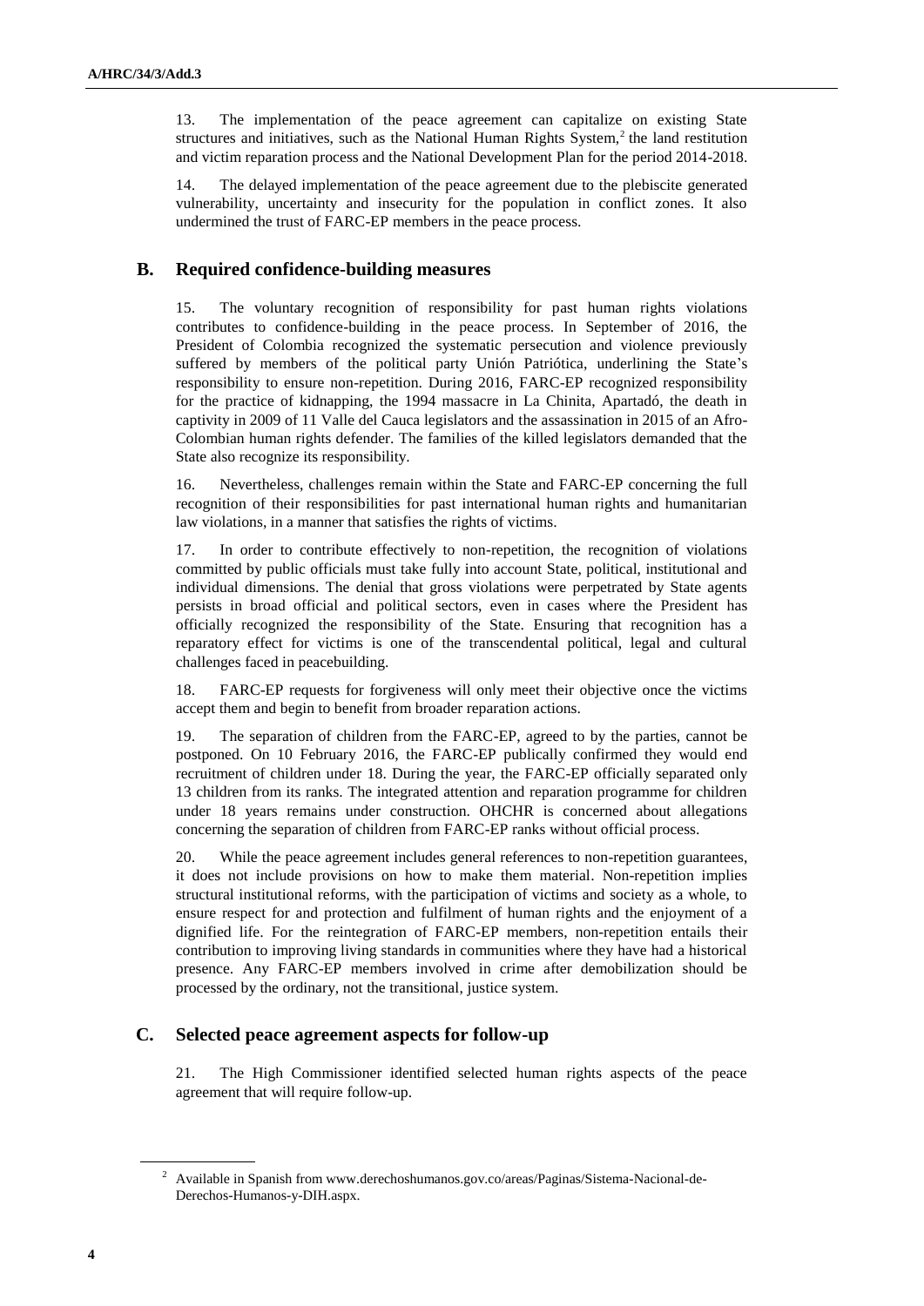13. The implementation of the peace agreement can capitalize on existing State structures and initiatives, such as the National Human Rights System,[2] the land restitution and victim reparation process and the National Development Plan for the period 2014-2018.

14. The delayed implementation of the peace agreement due to the plebiscite generated vulnerability, uncertainty and insecurity for the population in conflict zones. It also undermined the trust of FARC-EP members in the peace process.

## B. Required confidence-building measures

15. The voluntary recognition of responsibility for past human rights violations contributes to confidence-building in the peace process. In September of 2016, the President of Colombia recognized the systematic persecution and violence previously suffered by members of the political party Unión Patriótica, underlining the State's responsibility to ensure non-repetition. During 2016, FARC-EP recognized responsibility for the practice of kidnapping, the 1994 massacre in La Chinita, Apartadó, the death in captivity in 2009 of 11 Valle del Cauca legislators and the assassination in 2015 of an Afro-Colombian human rights defender. The families of the killed legislators demanded that the State also recognize its responsibility.

16. Nevertheless, challenges remain within the State and FARC-EP concerning the full recognition of their responsibilities for past international human rights and humanitarian law violations, in a manner that satisfies the rights of victims.

17. In order to contribute effectively to non-repetition, the recognition of violations committed by public officials must take fully into account State, political, institutional and individual dimensions. The denial that gross violations were perpetrated by State agents persists in broad official and political sectors, even in cases where the President has officially recognized the responsibility of the State. Ensuring that recognition has a reparatory effect for victims is one of the transcendental political, legal and cultural challenges faced in peacebuilding.

18. FARC-EP requests for forgiveness will only meet their objective once the victims accept them and begin to benefit from broader reparation actions.

19. The separation of children from the FARC-EP, agreed to by the parties, cannot be postponed. On 10 February 2016, the FARC-EP publically confirmed they would end recruitment of children under 18. During the year, the FARC-EP officially separated only 13 children from its ranks. The integrated attention and reparation programme for children under 18 years remains under construction. OHCHR is concerned about allegations concerning the separation of children from FARC-EP ranks without official process.

20. While the peace agreement includes general references to non-repetition guarantees, it does not include provisions on how to make them material. Non-repetition implies structural institutional reforms, with the participation of victims and society as a whole, to ensure respect for and protection and fulfilment of human rights and the enjoyment of a dignified life. For the reintegration of FARC-EP members, non-repetition entails their contribution to improving living standards in communities where they have had a historical presence. Any FARC-EP members involved in crime after demobilization should be processed by the ordinary, not the transitional, justice system.

## C. Selected peace agreement aspects for follow-up

21. The High Commissioner identified selected human rights aspects of the peace agreement that will require follow-up.

---

[2] Available in Spanish from www.derechoshumanos.gov.co/areas/Paginas/Sistema-Nacional-de-Derechos-Humanos-y-DIH.aspx.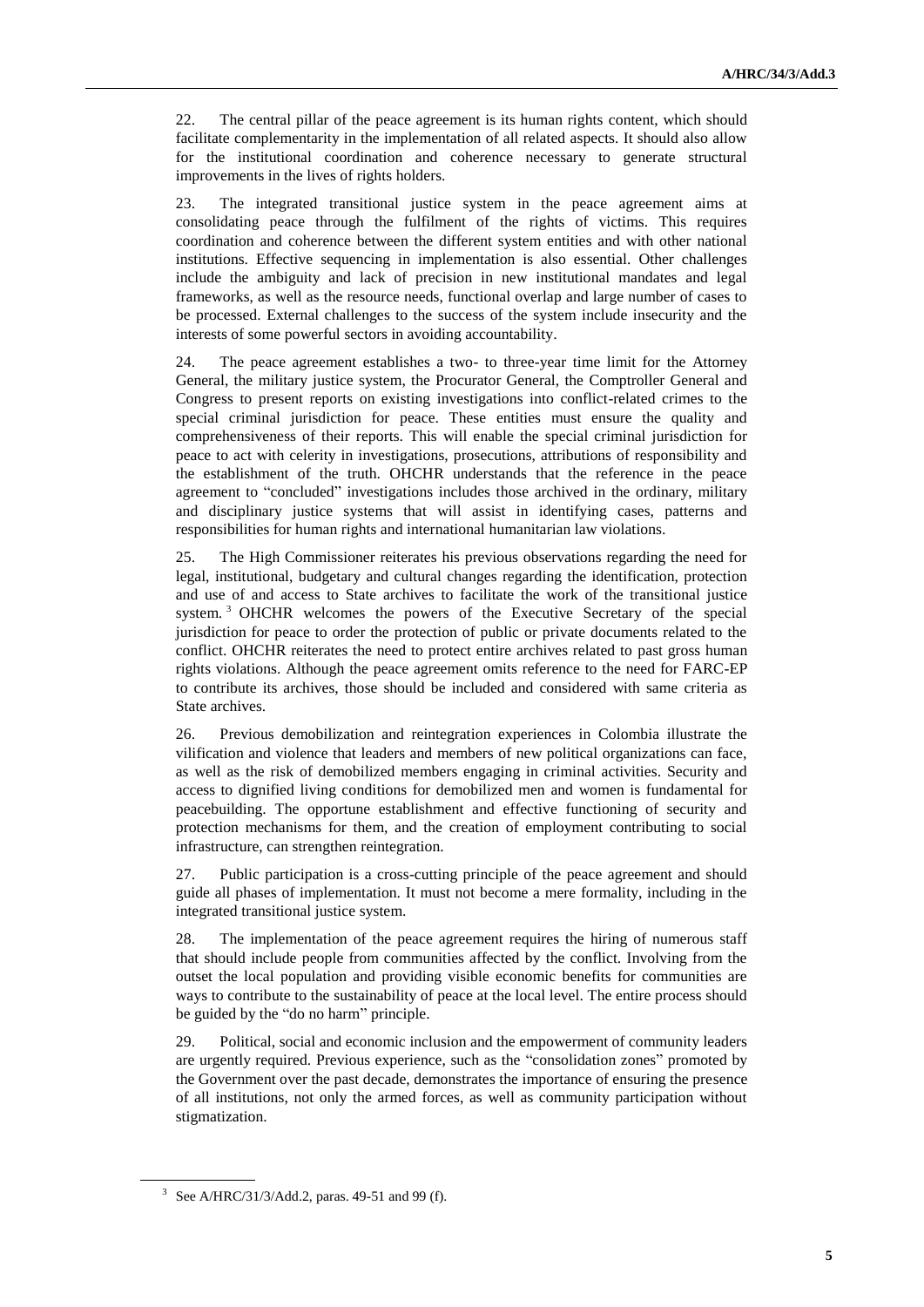22. The central pillar of the peace agreement is its human rights content, which should facilitate complementarity in the implementation of all related aspects. It should also allow for the institutional coordination and coherence necessary to generate structural improvements in the lives of rights holders.

23. The integrated transitional justice system in the peace agreement aims at consolidating peace through the fulfilment of the rights of victims. This requires coordination and coherence between the different system entities and with other national institutions. Effective sequencing in implementation is also essential. Other challenges include the ambiguity and lack of precision in new institutional mandates and legal frameworks, as well as the resource needs, functional overlap and large number of cases to be processed. External challenges to the success of the system include insecurity and the interests of some powerful sectors in avoiding accountability.

24. The peace agreement establishes a two- to three-year time limit for the Attorney General, the military justice system, the Procurator General, the Comptroller General and Congress to present reports on existing investigations into conflict-related crimes to the special criminal jurisdiction for peace. These entities must ensure the quality and comprehensiveness of their reports. This will enable the special criminal jurisdiction for peace to act with celerity in investigations, prosecutions, attributions of responsibility and the establishment of the truth. OHCHR understands that the reference in the peace agreement to "concluded" investigations includes those archived in the ordinary, military and disciplinary justice systems that will assist in identifying cases, patterns and responsibilities for human rights and international humanitarian law violations.

25. The High Commissioner reiterates his previous observations regarding the need for legal, institutional, budgetary and cultural changes regarding the identification, protection and use of and access to State archives to facilitate the work of the transitional justice system.[3] OHCHR welcomes the powers of the Executive Secretary of the special jurisdiction for peace to order the protection of public or private documents related to the conflict. OHCHR reiterates the need to protect entire archives related to past gross human rights violations. Although the peace agreement omits reference to the need for FARC-EP to contribute its archives, those should be included and considered with same criteria as State archives.

26. Previous demobilization and reintegration experiences in Colombia illustrate the vilification and violence that leaders and members of new political organizations can face, as well as the risk of demobilized members engaging in criminal activities. Security and access to dignified living conditions for demobilized men and women is fundamental for peacebuilding. The opportune establishment and effective functioning of security and protection mechanisms for them, and the creation of employment contributing to social infrastructure, can strengthen reintegration.

27. Public participation is a cross-cutting principle of the peace agreement and should guide all phases of implementation. It must not become a mere formality, including in the integrated transitional justice system.

28. The implementation of the peace agreement requires the hiring of numerous staff that should include people from communities affected by the conflict. Involving from the outset the local population and providing visible economic benefits for communities are ways to contribute to the sustainability of peace at the local level. The entire process should be guided by the "do no harm" principle.

29. Political, social and economic inclusion and the empowerment of community leaders are urgently required. Previous experience, such as the "consolidation zones" promoted by the Government over the past decade, demonstrates the importance of ensuring the presence of all institutions, not only the armed forces, as well as community participation without stigmatization.

[3] See A/HRC/31/3/Add.2, paras. 49-51 and 99 (f).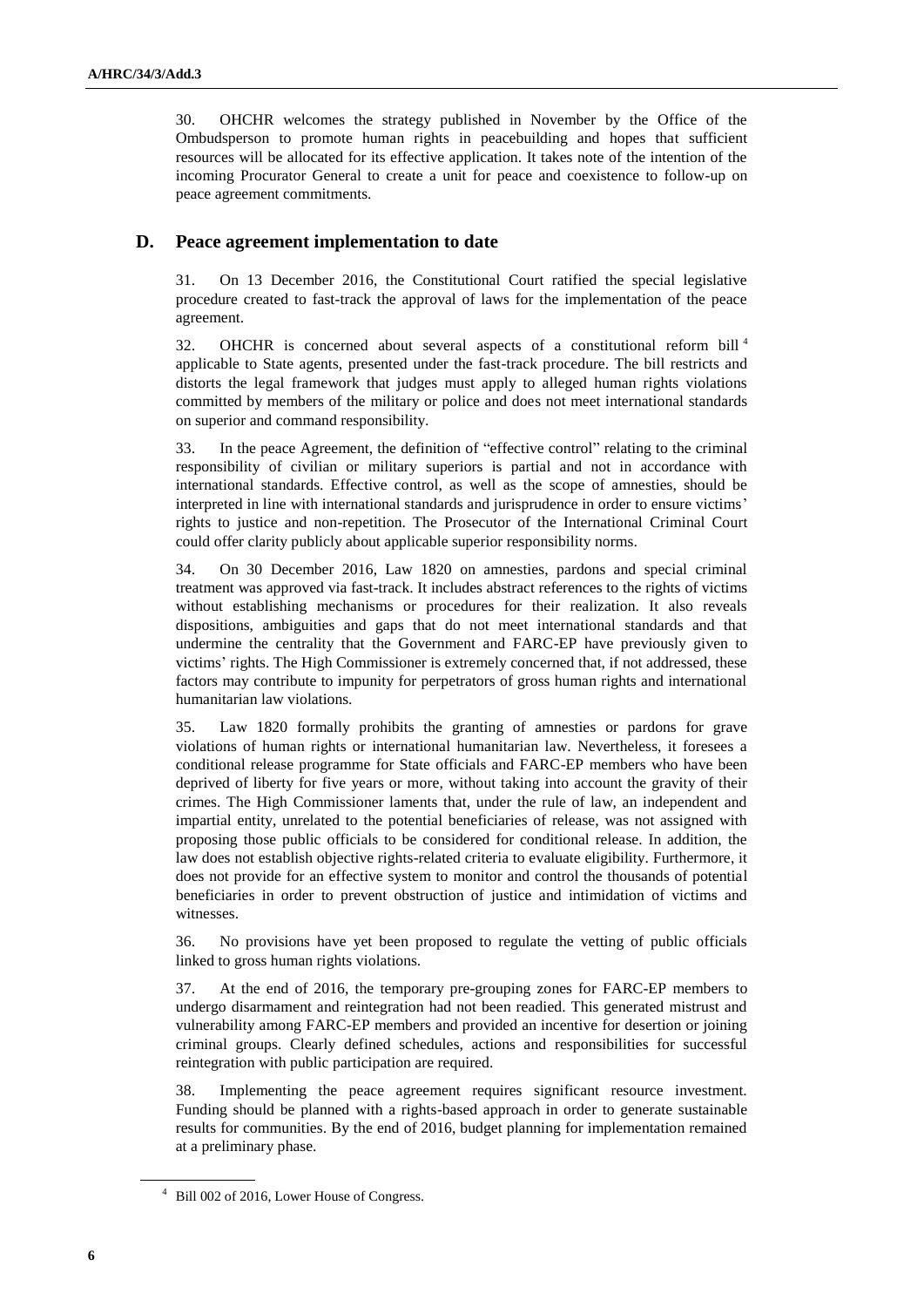30. OHCHR welcomes the strategy published in November by the Office of the Ombudsperson to promote human rights in peacebuilding and hopes that sufficient resources will be allocated for its effective application. It takes note of the intention of the incoming Procurator General to create a unit for peace and coexistence to follow-up on peace agreement commitments.

## D. Peace agreement implementation to date

31. On 13 December 2016, the Constitutional Court ratified the special legislative procedure created to fast-track the approval of laws for the implementation of the peace agreement.

32. OHCHR is concerned about several aspects of a constitutional reform bill [4] applicable to State agents, presented under the fast-track procedure. The bill restricts and distorts the legal framework that judges must apply to alleged human rights violations committed by members of the military or police and does not meet international standards on superior and command responsibility.

33. In the peace Agreement, the definition of "effective control" relating to the criminal responsibility of civilian or military superiors is partial and not in accordance with international standards. Effective control, as well as the scope of amnesties, should be interpreted in line with international standards and jurisprudence in order to ensure victims' rights to justice and non-repetition. The Prosecutor of the International Criminal Court could offer clarity publicly about applicable superior responsibility norms.

34. On 30 December 2016, Law 1820 on amnesties, pardons and special criminal treatment was approved via fast-track. It includes abstract references to the rights of victims without establishing mechanisms or procedures for their realization. It also reveals dispositions, ambiguities and gaps that do not meet international standards and that undermine the centrality that the Government and FARC-EP have previously given to victims' rights. The High Commissioner is extremely concerned that, if not addressed, these factors may contribute to impunity for perpetrators of gross human rights and international humanitarian law violations.

35. Law 1820 formally prohibits the granting of amnesties or pardons for grave violations of human rights or international humanitarian law. Nevertheless, it foresees a conditional release programme for State officials and FARC-EP members who have been deprived of liberty for five years or more, without taking into account the gravity of their crimes. The High Commissioner laments that, under the rule of law, an independent and impartial entity, unrelated to the potential beneficiaries of release, was not assigned with proposing those public officials to be considered for conditional release. In addition, the law does not establish objective rights-related criteria to evaluate eligibility. Furthermore, it does not provide for an effective system to monitor and control the thousands of potential beneficiaries in order to prevent obstruction of justice and intimidation of victims and witnesses.

36. No provisions have yet been proposed to regulate the vetting of public officials linked to gross human rights violations.

37. At the end of 2016, the temporary pre-grouping zones for FARC-EP members to undergo disarmament and reintegration had not been readied. This generated mistrust and vulnerability among FARC-EP members and provided an incentive for desertion or joining criminal groups. Clearly defined schedules, actions and responsibilities for successful reintegration with public participation are required.

38. Implementing the peace agreement requires significant resource investment. Funding should be planned with a rights-based approach in order to generate sustainable results for communities. By the end of 2016, budget planning for implementation remained at a preliminary phase.

[4] Bill 002 of 2016, Lower House of Congress.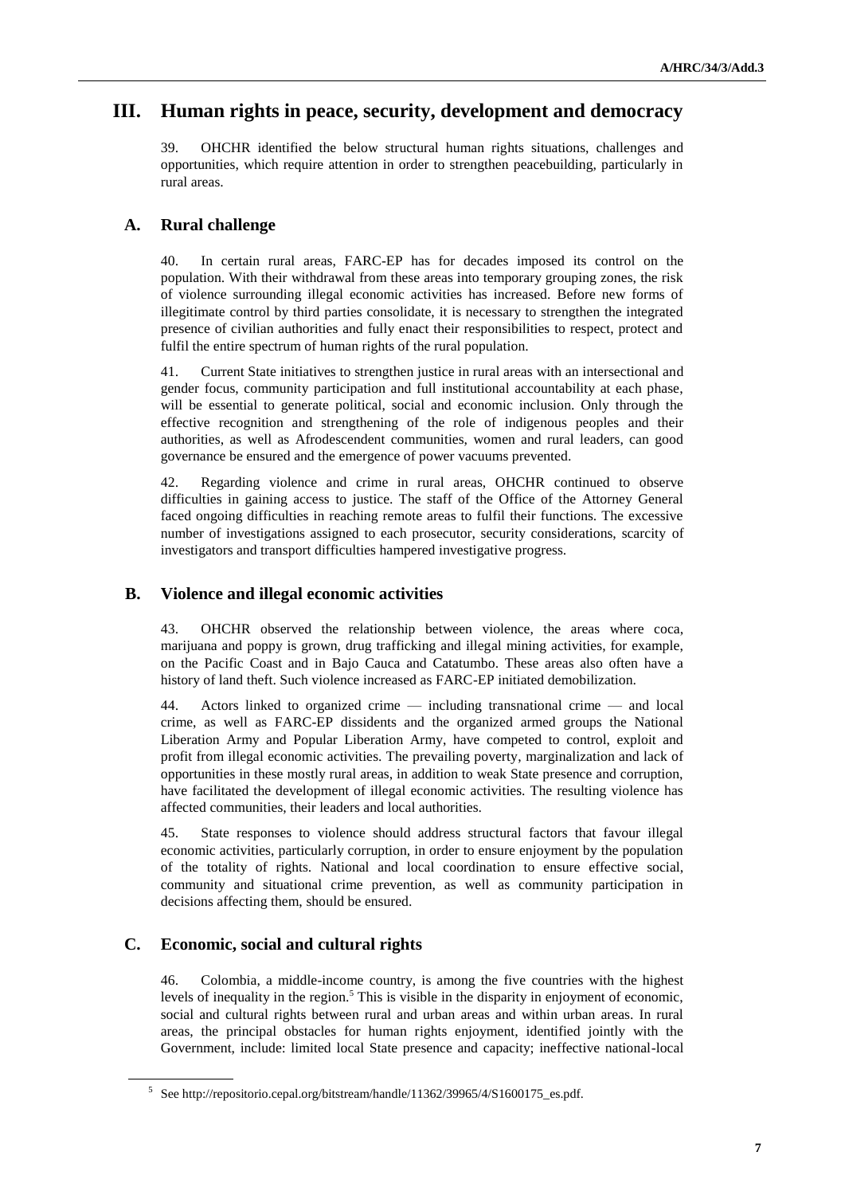# III. Human rights in peace, security, development and democracy

39. OHCHR identified the below structural human rights situations, challenges and opportunities, which require attention in order to strengthen peacebuilding, particularly in rural areas.

## A. Rural challenge

40. In certain rural areas, FARC-EP has for decades imposed its control on the population. With their withdrawal from these areas into temporary grouping zones, the risk of violence surrounding illegal economic activities has increased. Before new forms of illegitimate control by third parties consolidate, it is necessary to strengthen the integrated presence of civilian authorities and fully enact their responsibilities to respect, protect and fulfil the entire spectrum of human rights of the rural population.

41. Current State initiatives to strengthen justice in rural areas with an intersectional and gender focus, community participation and full institutional accountability at each phase, will be essential to generate political, social and economic inclusion. Only through the effective recognition and strengthening of the role of indigenous peoples and their authorities, as well as Afrodescendent communities, women and rural leaders, can good governance be ensured and the emergence of power vacuums prevented.

42. Regarding violence and crime in rural areas, OHCHR continued to observe difficulties in gaining access to justice. The staff of the Office of the Attorney General faced ongoing difficulties in reaching remote areas to fulfil their functions. The excessive number of investigations assigned to each prosecutor, security considerations, scarcity of investigators and transport difficulties hampered investigative progress.

## B. Violence and illegal economic activities

43. OHCHR observed the relationship between violence, the areas where coca, marijuana and poppy is grown, drug trafficking and illegal mining activities, for example, on the Pacific Coast and in Bajo Cauca and Catatumbo. These areas also often have a history of land theft. Such violence increased as FARC-EP initiated demobilization.

44. Actors linked to organized crime — including transnational crime — and local crime, as well as FARC-EP dissidents and the organized armed groups the National Liberation Army and Popular Liberation Army, have competed to control, exploit and profit from illegal economic activities. The prevailing poverty, marginalization and lack of opportunities in these mostly rural areas, in addition to weak State presence and corruption, have facilitated the development of illegal economic activities. The resulting violence has affected communities, their leaders and local authorities.

45. State responses to violence should address structural factors that favour illegal economic activities, particularly corruption, in order to ensure enjoyment by the population of the totality of rights. National and local coordination to ensure effective social, community and situational crime prevention, as well as community participation in decisions affecting them, should be ensured.

## C. Economic, social and cultural rights

46. Colombia, a middle-income country, is among the five countries with the highest levels of inequality in the region.[5] This is visible in the disparity in enjoyment of economic, social and cultural rights between rural and urban areas and within urban areas. In rural areas, the principal obstacles for human rights enjoyment, identified jointly with the Government, include: limited local State presence and capacity; ineffective national-local

[5] See http://repositorio.cepal.org/bitstream/handle/11362/39965/4/S1600175_es.pdf.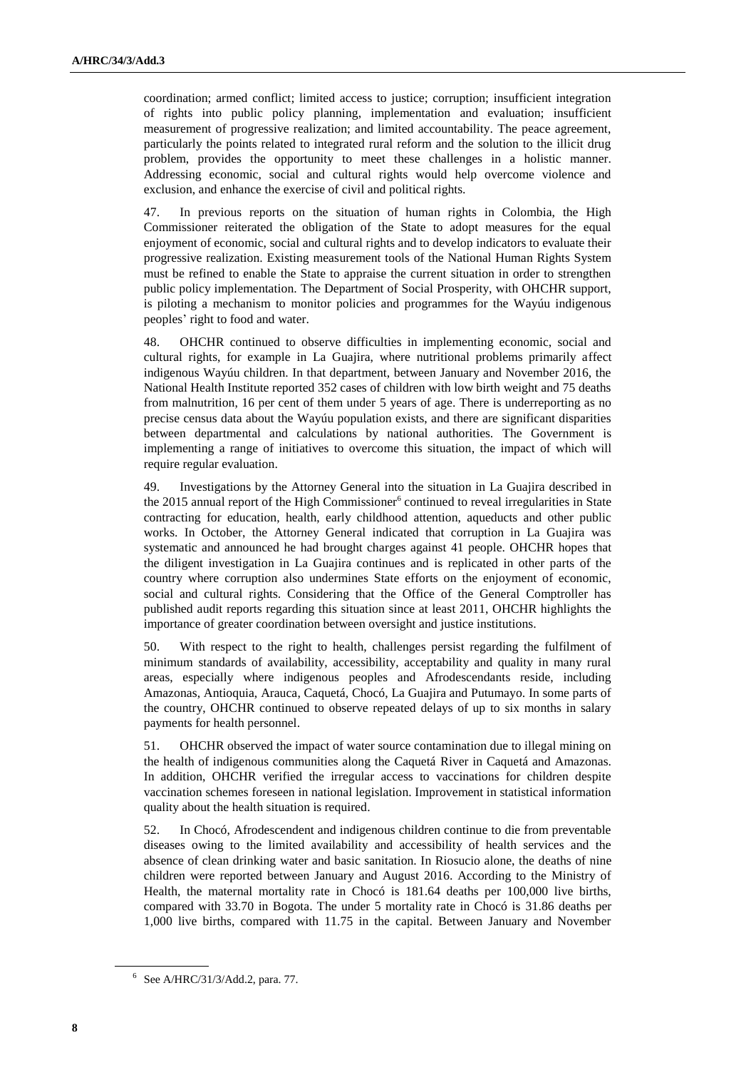coordination; armed conflict; limited access to justice; corruption; insufficient integration of rights into public policy planning, implementation and evaluation; insufficient measurement of progressive realization; and limited accountability. The peace agreement, particularly the points related to integrated rural reform and the solution to the illicit drug problem, provides the opportunity to meet these challenges in a holistic manner. Addressing economic, social and cultural rights would help overcome violence and exclusion, and enhance the exercise of civil and political rights.

47. In previous reports on the situation of human rights in Colombia, the High Commissioner reiterated the obligation of the State to adopt measures for the equal enjoyment of economic, social and cultural rights and to develop indicators to evaluate their progressive realization. Existing measurement tools of the National Human Rights System must be refined to enable the State to appraise the current situation in order to strengthen public policy implementation. The Department of Social Prosperity, with OHCHR support, is piloting a mechanism to monitor policies and programmes for the Wayúu indigenous peoples' right to food and water.

48. OHCHR continued to observe difficulties in implementing economic, social and cultural rights, for example in La Guajira, where nutritional problems primarily affect indigenous Wayúu children. In that department, between January and November 2016, the National Health Institute reported 352 cases of children with low birth weight and 75 deaths from malnutrition, 16 per cent of them under 5 years of age. There is underreporting as no precise census data about the Wayúu population exists, and there are significant disparities between departmental and calculations by national authorities. The Government is implementing a range of initiatives to overcome this situation, the impact of which will require regular evaluation.

49. Investigations by the Attorney General into the situation in La Guajira described in the 2015 annual report of the High Commissioner[6] continued to reveal irregularities in State contracting for education, health, early childhood attention, aqueducts and other public works. In October, the Attorney General indicated that corruption in La Guajira was systematic and announced he had brought charges against 41 people. OHCHR hopes that the diligent investigation in La Guajira continues and is replicated in other parts of the country where corruption also undermines State efforts on the enjoyment of economic, social and cultural rights. Considering that the Office of the General Comptroller has published audit reports regarding this situation since at least 2011, OHCHR highlights the importance of greater coordination between oversight and justice institutions.

50. With respect to the right to health, challenges persist regarding the fulfilment of minimum standards of availability, accessibility, acceptability and quality in many rural areas, especially where indigenous peoples and Afrodescendants reside, including Amazonas, Antioquia, Arauca, Caquetá, Chocó, La Guajira and Putumayo. In some parts of the country, OHCHR continued to observe repeated delays of up to six months in salary payments for health personnel.

51. OHCHR observed the impact of water source contamination due to illegal mining on the health of indigenous communities along the Caquetá River in Caquetá and Amazonas. In addition, OHCHR verified the irregular access to vaccinations for children despite vaccination schemes foreseen in national legislation. Improvement in statistical information quality about the health situation is required.

52. In Chocó, Afrodescendent and indigenous children continue to die from preventable diseases owing to the limited availability and accessibility of health services and the absence of clean drinking water and basic sanitation. In Riosucio alone, the deaths of nine children were reported between January and August 2016. According to the Ministry of Health, the maternal mortality rate in Chocó is 181.64 deaths per 100,000 live births, compared with 33.70 in Bogota. The under 5 mortality rate in Chocó is 31.86 deaths per 1,000 live births, compared with 11.75 in the capital. Between January and November

---

[6] See A/HRC/31/3/Add.2, para. 77.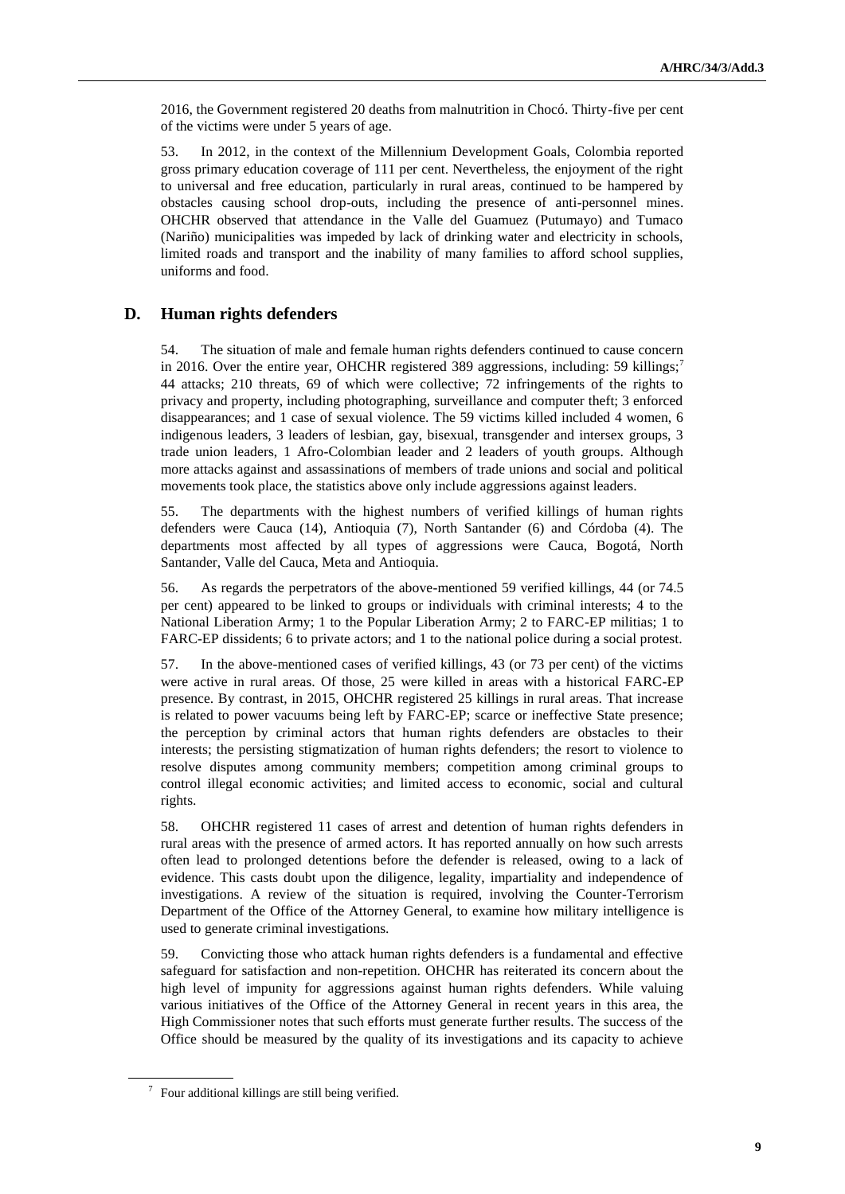2016, the Government registered 20 deaths from malnutrition in Chocó. Thirty-five per cent of the victims were under 5 years of age.

53. In 2012, in the context of the Millennium Development Goals, Colombia reported gross primary education coverage of 111 per cent. Nevertheless, the enjoyment of the right to universal and free education, particularly in rural areas, continued to be hampered by obstacles causing school drop-outs, including the presence of anti-personnel mines. OHCHR observed that attendance in the Valle del Guamuez (Putumayo) and Tumaco (Nariño) municipalities was impeded by lack of drinking water and electricity in schools, limited roads and transport and the inability of many families to afford school supplies, uniforms and food.

## D. Human rights defenders

54. The situation of male and female human rights defenders continued to cause concern in 2016. Over the entire year, OHCHR registered 389 aggressions, including: 59 killings;[7] 44 attacks; 210 threats, 69 of which were collective; 72 infringements of the rights to privacy and property, including photographing, surveillance and computer theft; 3 enforced disappearances; and 1 case of sexual violence. The 59 victims killed included 4 women, 6 indigenous leaders, 3 leaders of lesbian, gay, bisexual, transgender and intersex groups, 3 trade union leaders, 1 Afro-Colombian leader and 2 leaders of youth groups. Although more attacks against and assassinations of members of trade unions and social and political movements took place, the statistics above only include aggressions against leaders.

55. The departments with the highest numbers of verified killings of human rights defenders were Cauca (14), Antioquia (7), North Santander (6) and Córdoba (4). The departments most affected by all types of aggressions were Cauca, Bogotá, North Santander, Valle del Cauca, Meta and Antioquia.

56. As regards the perpetrators of the above-mentioned 59 verified killings, 44 (or 74.5 per cent) appeared to be linked to groups or individuals with criminal interests; 4 to the National Liberation Army; 1 to the Popular Liberation Army; 2 to FARC-EP militias; 1 to FARC-EP dissidents; 6 to private actors; and 1 to the national police during a social protest.

57. In the above-mentioned cases of verified killings, 43 (or 73 per cent) of the victims were active in rural areas. Of those, 25 were killed in areas with a historical FARC-EP presence. By contrast, in 2015, OHCHR registered 25 killings in rural areas. That increase is related to power vacuums being left by FARC-EP; scarce or ineffective State presence; the perception by criminal actors that human rights defenders are obstacles to their interests; the persisting stigmatization of human rights defenders; the resort to violence to resolve disputes among community members; competition among criminal groups to control illegal economic activities; and limited access to economic, social and cultural rights.

58. OHCHR registered 11 cases of arrest and detention of human rights defenders in rural areas with the presence of armed actors. It has reported annually on how such arrests often lead to prolonged detentions before the defender is released, owing to a lack of evidence. This casts doubt upon the diligence, legality, impartiality and independence of investigations. A review of the situation is required, involving the Counter-Terrorism Department of the Office of the Attorney General, to examine how military intelligence is used to generate criminal investigations.

59. Convicting those who attack human rights defenders is a fundamental and effective safeguard for satisfaction and non-repetition. OHCHR has reiterated its concern about the high level of impunity for aggressions against human rights defenders. While valuing various initiatives of the Office of the Attorney General in recent years in this area, the High Commissioner notes that such efforts must generate further results. The success of the Office should be measured by the quality of its investigations and its capacity to achieve

---

[7] Four additional killings are still being verified.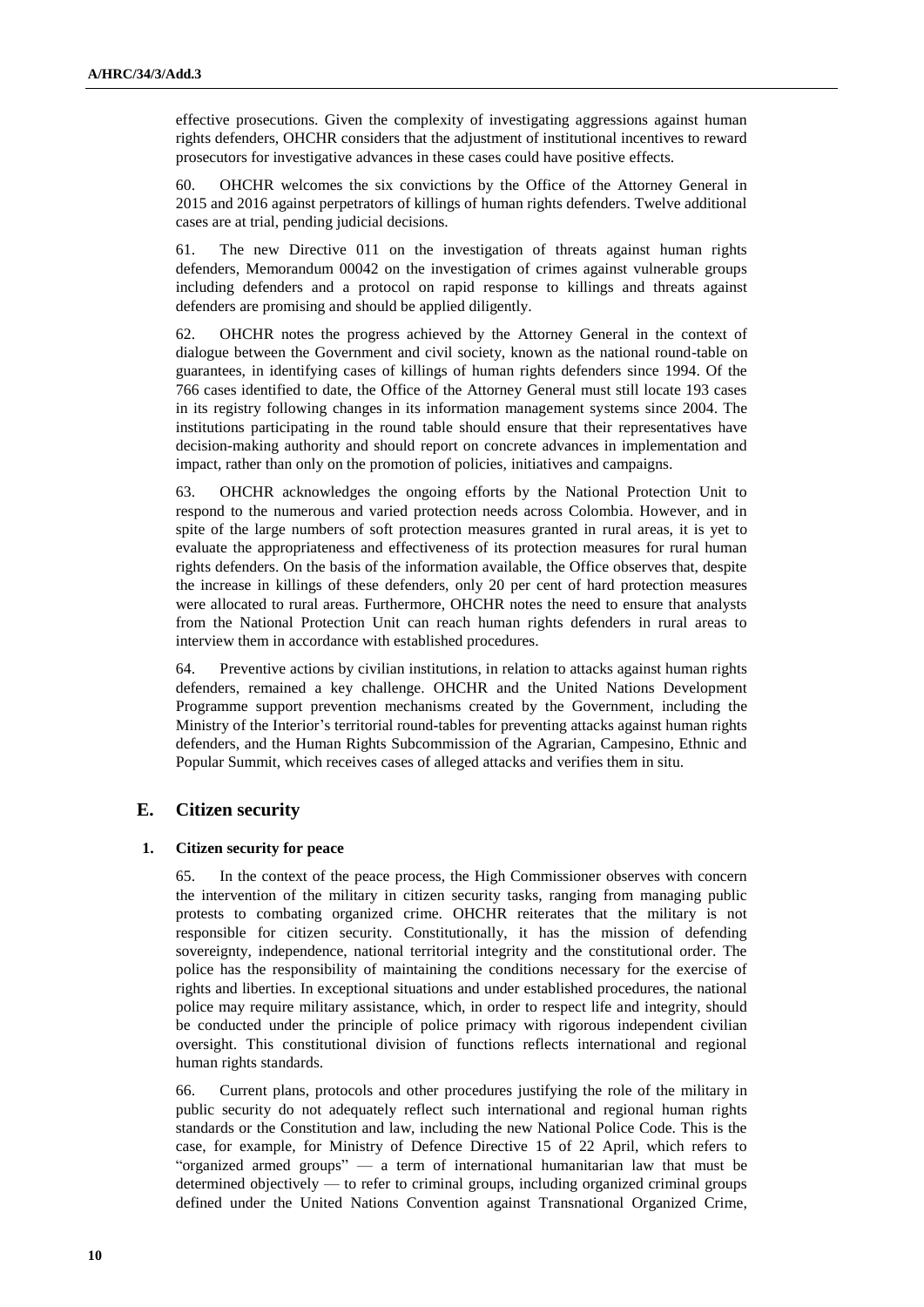effective prosecutions. Given the complexity of investigating aggressions against human rights defenders, OHCHR considers that the adjustment of institutional incentives to reward prosecutors for investigative advances in these cases could have positive effects.

60. OHCHR welcomes the six convictions by the Office of the Attorney General in 2015 and 2016 against perpetrators of killings of human rights defenders. Twelve additional cases are at trial, pending judicial decisions.

61. The new Directive 011 on the investigation of threats against human rights defenders, Memorandum 00042 on the investigation of crimes against vulnerable groups including defenders and a protocol on rapid response to killings and threats against defenders are promising and should be applied diligently.

62. OHCHR notes the progress achieved by the Attorney General in the context of dialogue between the Government and civil society, known as the national round-table on guarantees, in identifying cases of killings of human rights defenders since 1994. Of the 766 cases identified to date, the Office of the Attorney General must still locate 193 cases in its registry following changes in its information management systems since 2004. The institutions participating in the round table should ensure that their representatives have decision-making authority and should report on concrete advances in implementation and impact, rather than only on the promotion of policies, initiatives and campaigns.

63. OHCHR acknowledges the ongoing efforts by the National Protection Unit to respond to the numerous and varied protection needs across Colombia. However, and in spite of the large numbers of soft protection measures granted in rural areas, it is yet to evaluate the appropriateness and effectiveness of its protection measures for rural human rights defenders. On the basis of the information available, the Office observes that, despite the increase in killings of these defenders, only 20 per cent of hard protection measures were allocated to rural areas. Furthermore, OHCHR notes the need to ensure that analysts from the National Protection Unit can reach human rights defenders in rural areas to interview them in accordance with established procedures.

64. Preventive actions by civilian institutions, in relation to attacks against human rights defenders, remained a key challenge. OHCHR and the United Nations Development Programme support prevention mechanisms created by the Government, including the Ministry of the Interior's territorial round-tables for preventing attacks against human rights defenders, and the Human Rights Subcommission of the Agrarian, Campesino, Ethnic and Popular Summit, which receives cases of alleged attacks and verifies them in situ.

## E. Citizen security

### 1. Citizen security for peace

65. In the context of the peace process, the High Commissioner observes with concern the intervention of the military in citizen security tasks, ranging from managing public protests to combating organized crime. OHCHR reiterates that the military is not responsible for citizen security. Constitutionally, it has the mission of defending sovereignty, independence, national territorial integrity and the constitutional order. The police has the responsibility of maintaining the conditions necessary for the exercise of rights and liberties. In exceptional situations and under established procedures, the national police may require military assistance, which, in order to respect life and integrity, should be conducted under the principle of police primacy with rigorous independent civilian oversight. This constitutional division of functions reflects international and regional human rights standards.

66. Current plans, protocols and other procedures justifying the role of the military in public security do not adequately reflect such international and regional human rights standards or the Constitution and law, including the new National Police Code. This is the case, for example, for Ministry of Defence Directive 15 of 22 April, which refers to "organized armed groups" — a term of international humanitarian law that must be determined objectively — to refer to criminal groups, including organized criminal groups defined under the United Nations Convention against Transnational Organized Crime,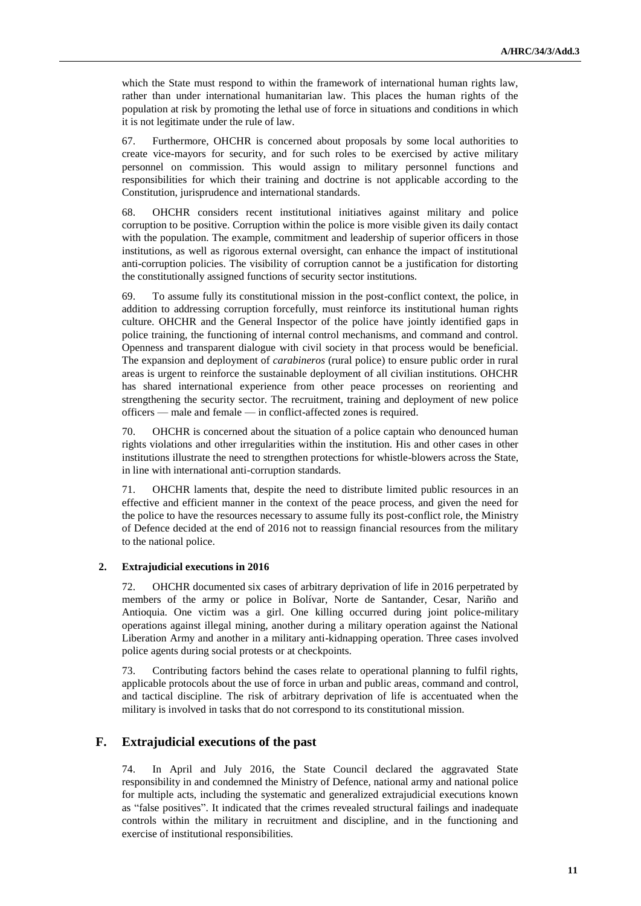which the State must respond to within the framework of international human rights law, rather than under international humanitarian law. This places the human rights of the population at risk by promoting the lethal use of force in situations and conditions in which it is not legitimate under the rule of law.

67. Furthermore, OHCHR is concerned about proposals by some local authorities to create vice-mayors for security, and for such roles to be exercised by active military personnel on commission. This would assign to military personnel functions and responsibilities for which their training and doctrine is not applicable according to the Constitution, jurisprudence and international standards.

68. OHCHR considers recent institutional initiatives against military and police corruption to be positive. Corruption within the police is more visible given its daily contact with the population. The example, commitment and leadership of superior officers in those institutions, as well as rigorous external oversight, can enhance the impact of institutional anti-corruption policies. The visibility of corruption cannot be a justification for distorting the constitutionally assigned functions of security sector institutions.

69. To assume fully its constitutional mission in the post-conflict context, the police, in addition to addressing corruption forcefully, must reinforce its institutional human rights culture. OHCHR and the General Inspector of the police have jointly identified gaps in police training, the functioning of internal control mechanisms, and command and control. Openness and transparent dialogue with civil society in that process would be beneficial. The expansion and deployment of *carabineros* (rural police) to ensure public order in rural areas is urgent to reinforce the sustainable deployment of all civilian institutions. OHCHR has shared international experience from other peace processes on reorienting and strengthening the security sector. The recruitment, training and deployment of new police officers — male and female — in conflict-affected zones is required.

70. OHCHR is concerned about the situation of a police captain who denounced human rights violations and other irregularities within the institution. His and other cases in other institutions illustrate the need to strengthen protections for whistle-blowers across the State, in line with international anti-corruption standards.

71. OHCHR laments that, despite the need to distribute limited public resources in an effective and efficient manner in the context of the peace process, and given the need for the police to have the resources necessary to assume fully its post-conflict role, the Ministry of Defence decided at the end of 2016 not to reassign financial resources from the military to the national police.

### 2. Extrajudicial executions in 2016

72. OHCHR documented six cases of arbitrary deprivation of life in 2016 perpetrated by members of the army or police in Bolívar, Norte de Santander, Cesar, Nariño and Antioquia. One victim was a girl. One killing occurred during joint police-military operations against illegal mining, another during a military operation against the National Liberation Army and another in a military anti-kidnapping operation. Three cases involved police agents during social protests or at checkpoints.

73. Contributing factors behind the cases relate to operational planning to fulfil rights, applicable protocols about the use of force in urban and public areas, command and control, and tactical discipline. The risk of arbitrary deprivation of life is accentuated when the military is involved in tasks that do not correspond to its constitutional mission.

## F. Extrajudicial executions of the past

74. In April and July 2016, the State Council declared the aggravated State responsibility in and condemned the Ministry of Defence, national army and national police for multiple acts, including the systematic and generalized extrajudicial executions known as "false positives". It indicated that the crimes revealed structural failings and inadequate controls within the military in recruitment and discipline, and in the functioning and exercise of institutional responsibilities.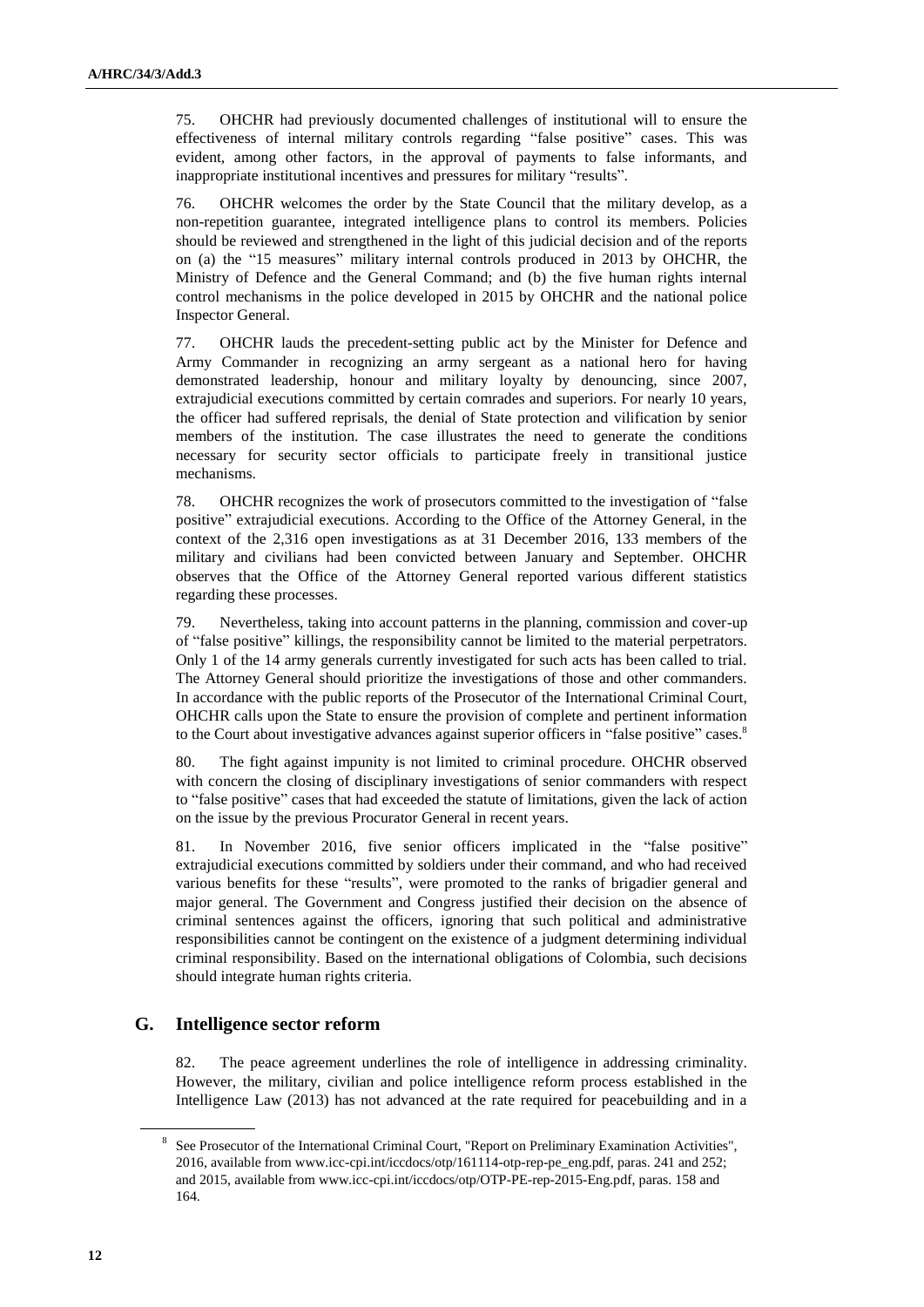75. OHCHR had previously documented challenges of institutional will to ensure the effectiveness of internal military controls regarding "false positive" cases. This was evident, among other factors, in the approval of payments to false informants, and inappropriate institutional incentives and pressures for military "results".

76. OHCHR welcomes the order by the State Council that the military develop, as a non-repetition guarantee, integrated intelligence plans to control its members. Policies should be reviewed and strengthened in the light of this judicial decision and of the reports on (a) the "15 measures" military internal controls produced in 2013 by OHCHR, the Ministry of Defence and the General Command; and (b) the five human rights internal control mechanisms in the police developed in 2015 by OHCHR and the national police Inspector General.

77. OHCHR lauds the precedent-setting public act by the Minister for Defence and Army Commander in recognizing an army sergeant as a national hero for having demonstrated leadership, honour and military loyalty by denouncing, since 2007, extrajudicial executions committed by certain comrades and superiors. For nearly 10 years, the officer had suffered reprisals, the denial of State protection and vilification by senior members of the institution. The case illustrates the need to generate the conditions necessary for security sector officials to participate freely in transitional justice mechanisms.

78. OHCHR recognizes the work of prosecutors committed to the investigation of "false positive" extrajudicial executions. According to the Office of the Attorney General, in the context of the 2,316 open investigations as at 31 December 2016, 133 members of the military and civilians had been convicted between January and September. OHCHR observes that the Office of the Attorney General reported various different statistics regarding these processes.

79. Nevertheless, taking into account patterns in the planning, commission and cover-up of "false positive" killings, the responsibility cannot be limited to the material perpetrators. Only 1 of the 14 army generals currently investigated for such acts has been called to trial. The Attorney General should prioritize the investigations of those and other commanders. In accordance with the public reports of the Prosecutor of the International Criminal Court, OHCHR calls upon the State to ensure the provision of complete and pertinent information to the Court about investigative advances against superior officers in "false positive" cases.[8]

80. The fight against impunity is not limited to criminal procedure. OHCHR observed with concern the closing of disciplinary investigations of senior commanders with respect to "false positive" cases that had exceeded the statute of limitations, given the lack of action on the issue by the previous Procurator General in recent years.

81. In November 2016, five senior officers implicated in the "false positive" extrajudicial executions committed by soldiers under their command, and who had received various benefits for these "results", were promoted to the ranks of brigadier general and major general. The Government and Congress justified their decision on the absence of criminal sentences against the officers, ignoring that such political and administrative responsibilities cannot be contingent on the existence of a judgment determining individual criminal responsibility. Based on the international obligations of Colombia, such decisions should integrate human rights criteria.

## G. Intelligence sector reform

82. The peace agreement underlines the role of intelligence in addressing criminality. However, the military, civilian and police intelligence reform process established in the Intelligence Law (2013) has not advanced at the rate required for peacebuilding and in a

[8] See Prosecutor of the International Criminal Court, "Report on Preliminary Examination Activities", 2016, available from www.icc-cpi.int/iccdocs/otp/161114-otp-rep-pe_eng.pdf, paras. 241 and 252; and 2015, available from www.icc-cpi.int/iccdocs/otp/OTP-PE-rep-2015-Eng.pdf, paras. 158 and 164.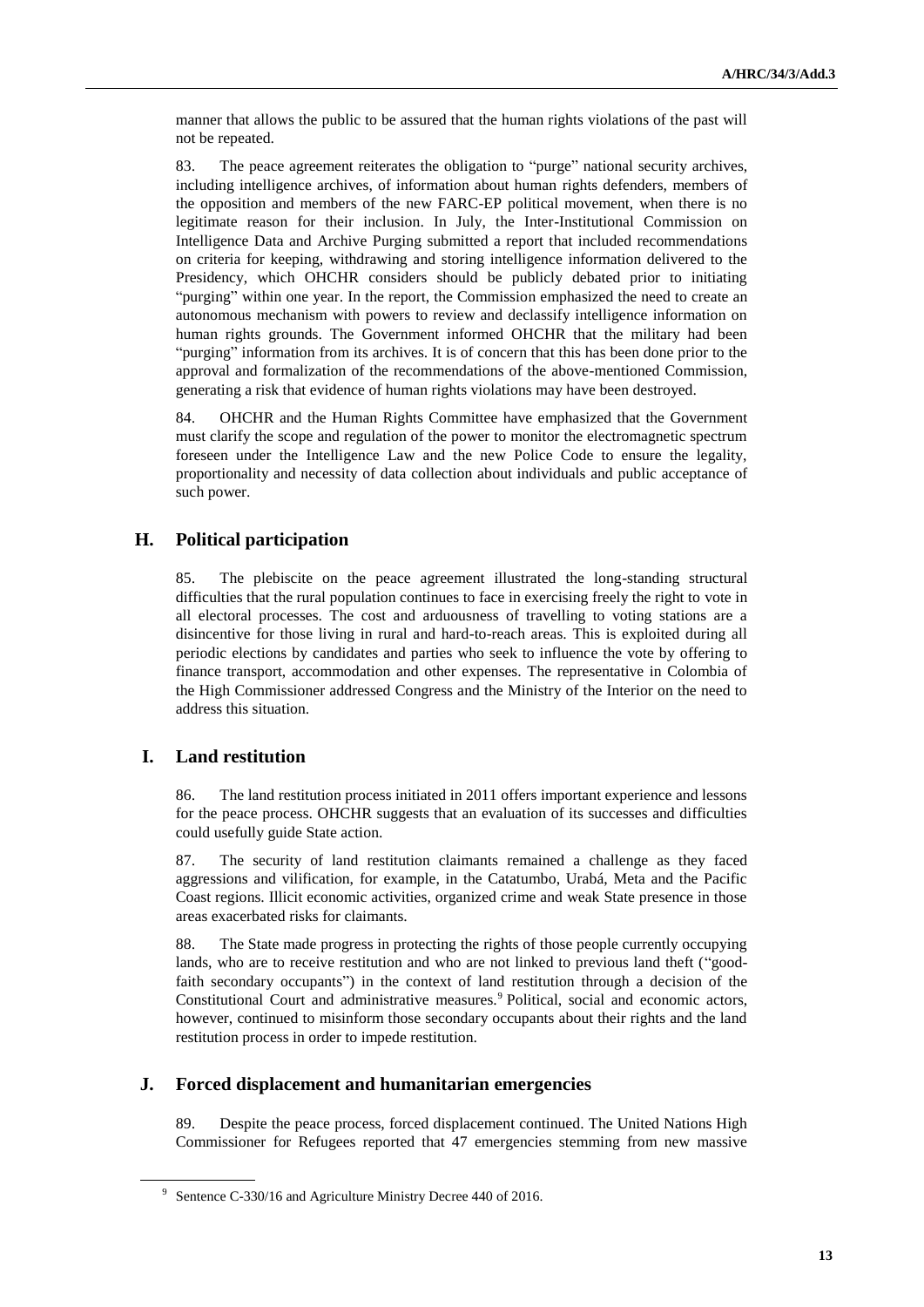manner that allows the public to be assured that the human rights violations of the past will not be repeated.

83. The peace agreement reiterates the obligation to "purge" national security archives, including intelligence archives, of information about human rights defenders, members of the opposition and members of the new FARC-EP political movement, when there is no legitimate reason for their inclusion. In July, the Inter-Institutional Commission on Intelligence Data and Archive Purging submitted a report that included recommendations on criteria for keeping, withdrawing and storing intelligence information delivered to the Presidency, which OHCHR considers should be publicly debated prior to initiating "purging" within one year. In the report, the Commission emphasized the need to create an autonomous mechanism with powers to review and declassify intelligence information on human rights grounds. The Government informed OHCHR that the military had been "purging" information from its archives. It is of concern that this has been done prior to the approval and formalization of the recommendations of the above-mentioned Commission, generating a risk that evidence of human rights violations may have been destroyed.

84. OHCHR and the Human Rights Committee have emphasized that the Government must clarify the scope and regulation of the power to monitor the electromagnetic spectrum foreseen under the Intelligence Law and the new Police Code to ensure the legality, proportionality and necessity of data collection about individuals and public acceptance of such power.

## H. Political participation

85. The plebiscite on the peace agreement illustrated the long-standing structural difficulties that the rural population continues to face in exercising freely the right to vote in all electoral processes. The cost and arduousness of travelling to voting stations are a disincentive for those living in rural and hard-to-reach areas. This is exploited during all periodic elections by candidates and parties who seek to influence the vote by offering to finance transport, accommodation and other expenses. The representative in Colombia of the High Commissioner addressed Congress and the Ministry of the Interior on the need to address this situation.

## I. Land restitution

86. The land restitution process initiated in 2011 offers important experience and lessons for the peace process. OHCHR suggests that an evaluation of its successes and difficulties could usefully guide State action.

87. The security of land restitution claimants remained a challenge as they faced aggressions and vilification, for example, in the Catatumbo, Urabá, Meta and the Pacific Coast regions. Illicit economic activities, organized crime and weak State presence in those areas exacerbated risks for claimants.

88. The State made progress in protecting the rights of those people currently occupying lands, who are to receive restitution and who are not linked to previous land theft ("good-faith secondary occupants") in the context of land restitution through a decision of the Constitutional Court and administrative measures.[9] Political, social and economic actors, however, continued to misinform those secondary occupants about their rights and the land restitution process in order to impede restitution.

## J. Forced displacement and humanitarian emergencies

89. Despite the peace process, forced displacement continued. The United Nations High Commissioner for Refugees reported that 47 emergencies stemming from new massive

[9] Sentence C-330/16 and Agriculture Ministry Decree 440 of 2016.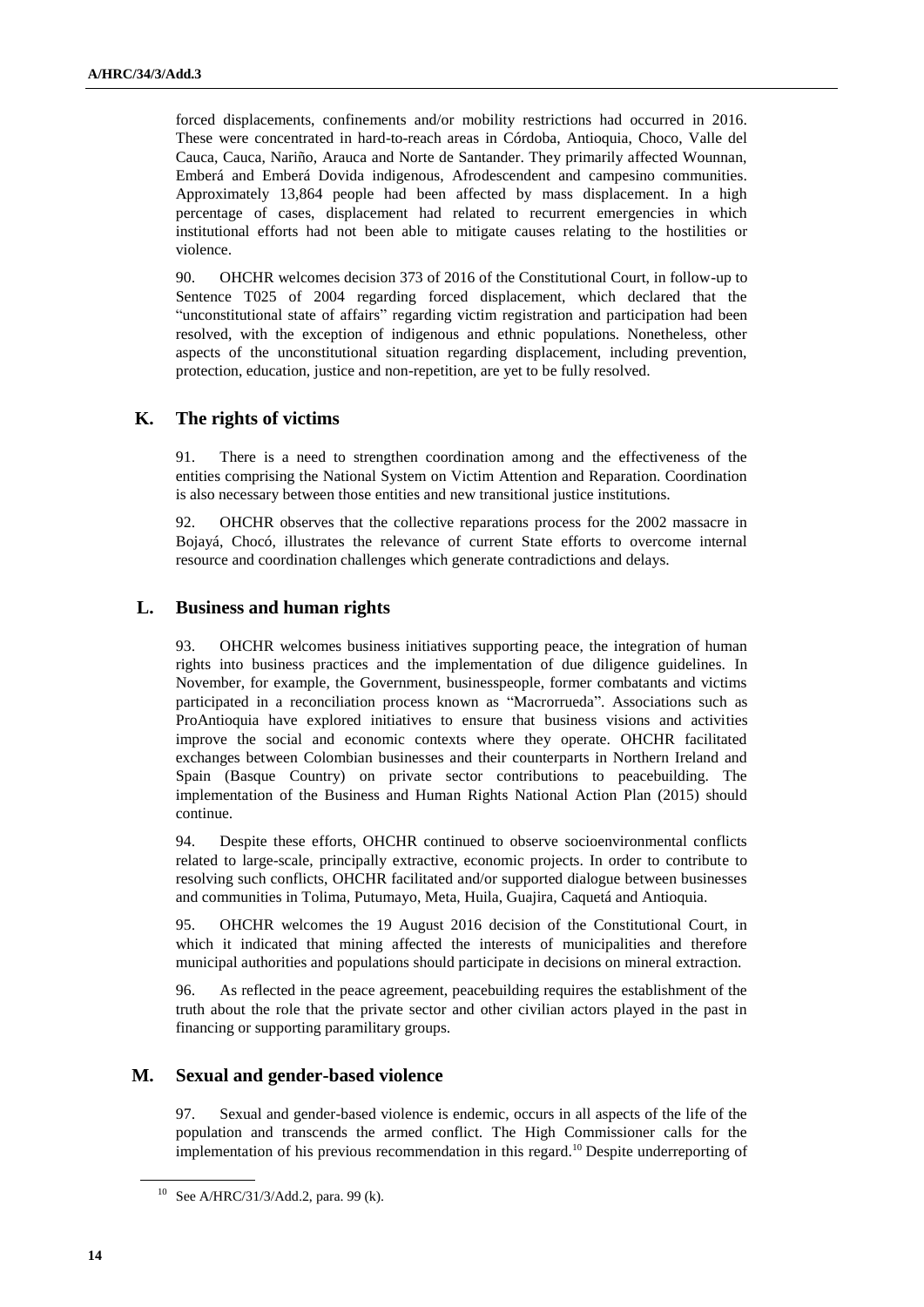forced displacements, confinements and/or mobility restrictions had occurred in 2016. These were concentrated in hard-to-reach areas in Córdoba, Antioquia, Choco, Valle del Cauca, Cauca, Nariño, Arauca and Norte de Santander. They primarily affected Wounnan, Emberá and Emberá Dovida indigenous, Afrodescendent and campesino communities. Approximately 13,864 people had been affected by mass displacement. In a high percentage of cases, displacement had related to recurrent emergencies in which institutional efforts had not been able to mitigate causes relating to the hostilities or violence.

90. OHCHR welcomes decision 373 of 2016 of the Constitutional Court, in follow-up to Sentence T025 of 2004 regarding forced displacement, which declared that the "unconstitutional state of affairs" regarding victim registration and participation had been resolved, with the exception of indigenous and ethnic populations. Nonetheless, other aspects of the unconstitutional situation regarding displacement, including prevention, protection, education, justice and non-repetition, are yet to be fully resolved.

## K. The rights of victims

91. There is a need to strengthen coordination among and the effectiveness of the entities comprising the National System on Victim Attention and Reparation. Coordination is also necessary between those entities and new transitional justice institutions.

92. OHCHR observes that the collective reparations process for the 2002 massacre in Bojayá, Chocó, illustrates the relevance of current State efforts to overcome internal resource and coordination challenges which generate contradictions and delays.

## L. Business and human rights

93. OHCHR welcomes business initiatives supporting peace, the integration of human rights into business practices and the implementation of due diligence guidelines. In November, for example, the Government, businesspeople, former combatants and victims participated in a reconciliation process known as "Macrorrueda". Associations such as ProAntioquia have explored initiatives to ensure that business visions and activities improve the social and economic contexts where they operate. OHCHR facilitated exchanges between Colombian businesses and their counterparts in Northern Ireland and Spain (Basque Country) on private sector contributions to peacebuilding. The implementation of the Business and Human Rights National Action Plan (2015) should continue.

94. Despite these efforts, OHCHR continued to observe socioenvironmental conflicts related to large-scale, principally extractive, economic projects. In order to contribute to resolving such conflicts, OHCHR facilitated and/or supported dialogue between businesses and communities in Tolima, Putumayo, Meta, Huila, Guajira, Caquetá and Antioquia.

95. OHCHR welcomes the 19 August 2016 decision of the Constitutional Court, in which it indicated that mining affected the interests of municipalities and therefore municipal authorities and populations should participate in decisions on mineral extraction.

96. As reflected in the peace agreement, peacebuilding requires the establishment of the truth about the role that the private sector and other civilian actors played in the past in financing or supporting paramilitary groups.

## M. Sexual and gender-based violence

97. Sexual and gender-based violence is endemic, occurs in all aspects of the life of the population and transcends the armed conflict. The High Commissioner calls for the implementation of his previous recommendation in this regard.[10] Despite underreporting of

[10] See A/HRC/31/3/Add.2, para. 99 (k).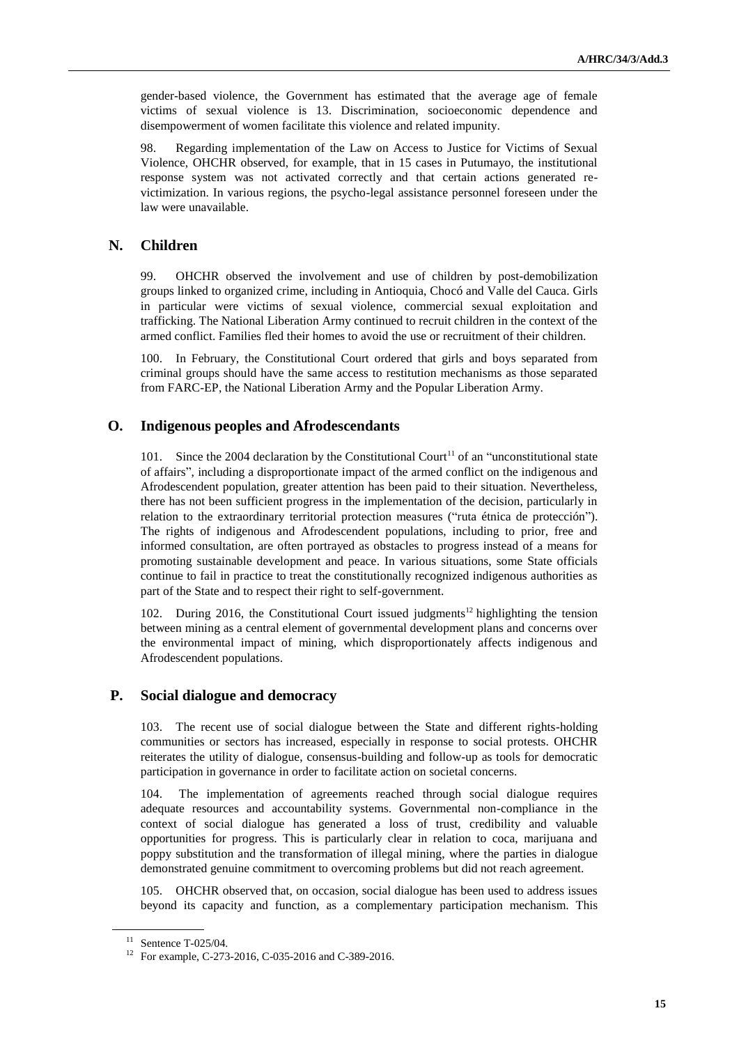gender-based violence, the Government has estimated that the average age of female victims of sexual violence is 13. Discrimination, socioeconomic dependence and disempowerment of women facilitate this violence and related impunity.

98. Regarding implementation of the Law on Access to Justice for Victims of Sexual Violence, OHCHR observed, for example, that in 15 cases in Putumayo, the institutional response system was not activated correctly and that certain actions generated re-victimization. In various regions, the psycho-legal assistance personnel foreseen under the law were unavailable.

## N. Children

99. OHCHR observed the involvement and use of children by post-demobilization groups linked to organized crime, including in Antioquia, Chocó and Valle del Cauca. Girls in particular were victims of sexual violence, commercial sexual exploitation and trafficking. The National Liberation Army continued to recruit children in the context of the armed conflict. Families fled their homes to avoid the use or recruitment of their children.

100. In February, the Constitutional Court ordered that girls and boys separated from criminal groups should have the same access to restitution mechanisms as those separated from FARC-EP, the National Liberation Army and the Popular Liberation Army.

## O. Indigenous peoples and Afrodescendants

101. Since the 2004 declaration by the Constitutional Court[11] of an "unconstitutional state of affairs", including a disproportionate impact of the armed conflict on the indigenous and Afrodescendent population, greater attention has been paid to their situation. Nevertheless, there has not been sufficient progress in the implementation of the decision, particularly in relation to the extraordinary territorial protection measures ("ruta étnica de protección"). The rights of indigenous and Afrodescendent populations, including to prior, free and informed consultation, are often portrayed as obstacles to progress instead of a means for promoting sustainable development and peace. In various situations, some State officials continue to fail in practice to treat the constitutionally recognized indigenous authorities as part of the State and to respect their right to self-government.

102. During 2016, the Constitutional Court issued judgments[12] highlighting the tension between mining as a central element of governmental development plans and concerns over the environmental impact of mining, which disproportionately affects indigenous and Afrodescendent populations.

## P. Social dialogue and democracy

103. The recent use of social dialogue between the State and different rights-holding communities or sectors has increased, especially in response to social protests. OHCHR reiterates the utility of dialogue, consensus-building and follow-up as tools for democratic participation in governance in order to facilitate action on societal concerns.

104. The implementation of agreements reached through social dialogue requires adequate resources and accountability systems. Governmental non-compliance in the context of social dialogue has generated a loss of trust, credibility and valuable opportunities for progress. This is particularly clear in relation to coca, marijuana and poppy substitution and the transformation of illegal mining, where the parties in dialogue demonstrated genuine commitment to overcoming problems but did not reach agreement.

105. OHCHR observed that, on occasion, social dialogue has been used to address issues beyond its capacity and function, as a complementary participation mechanism. This

---

[11] Sentence T-025/04.

[12] For example, C-273-2016, C-035-2016 and C-389-2016.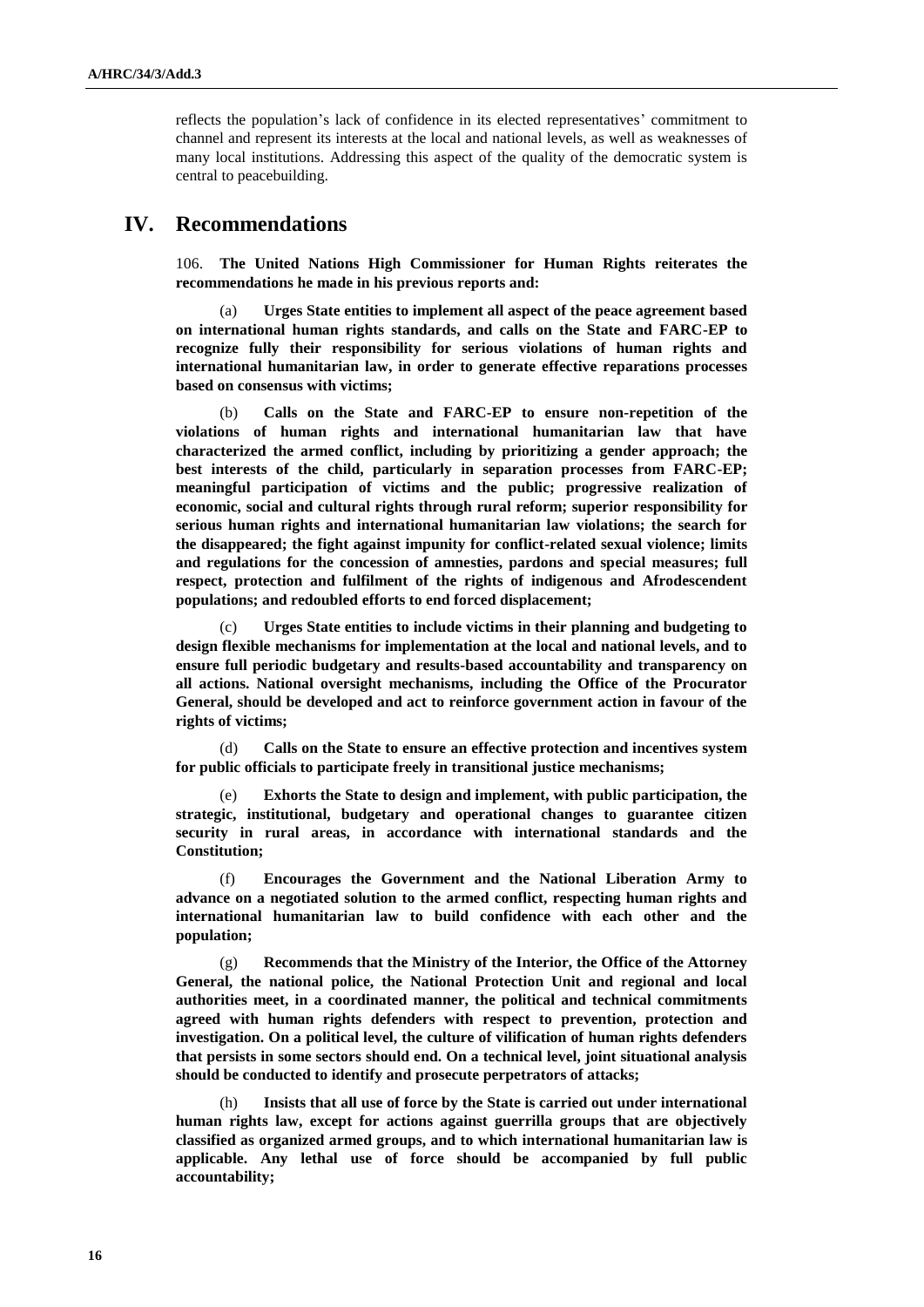reflects the population's lack of confidence in its elected representatives' commitment to channel and represent its interests at the local and national levels, as well as weaknesses of many local institutions. Addressing this aspect of the quality of the democratic system is central to peacebuilding.

## IV. Recommendations

106. **The United Nations High Commissioner for Human Rights reiterates the recommendations he made in his previous reports and:**

(a) **Urges State entities to implement all aspect of the peace agreement based on international human rights standards, and calls on the State and FARC-EP to recognize fully their responsibility for serious violations of human rights and international humanitarian law, in order to generate effective reparations processes based on consensus with victims;**

(b) **Calls on the State and FARC-EP to ensure non-repetition of the violations of human rights and international humanitarian law that have characterized the armed conflict, including by prioritizing a gender approach; the best interests of the child, particularly in separation processes from FARC-EP; meaningful participation of victims and the public; progressive realization of economic, social and cultural rights through rural reform; superior responsibility for serious human rights and international humanitarian law violations; the search for the disappeared; the fight against impunity for conflict-related sexual violence; limits and regulations for the concession of amnesties, pardons and special measures; full respect, protection and fulfilment of the rights of indigenous and Afrodescendent populations; and redoubled efforts to end forced displacement;**

(c) **Urges State entities to include victims in their planning and budgeting to design flexible mechanisms for implementation at the local and national levels, and to ensure full periodic budgetary and results-based accountability and transparency on all actions. National oversight mechanisms, including the Office of the Procurator General, should be developed and act to reinforce government action in favour of the rights of victims;**

(d) **Calls on the State to ensure an effective protection and incentives system for public officials to participate freely in transitional justice mechanisms;**

(e) **Exhorts the State to design and implement, with public participation, the strategic, institutional, budgetary and operational changes to guarantee citizen security in rural areas, in accordance with international standards and the Constitution;**

(f) **Encourages the Government and the National Liberation Army to advance on a negotiated solution to the armed conflict, respecting human rights and international humanitarian law to build confidence with each other and the population;**

(g) **Recommends that the Ministry of the Interior, the Office of the Attorney General, the national police, the National Protection Unit and regional and local authorities meet, in a coordinated manner, the political and technical commitments agreed with human rights defenders with respect to prevention, protection and investigation. On a political level, the culture of vilification of human rights defenders that persists in some sectors should end. On a technical level, joint situational analysis should be conducted to identify and prosecute perpetrators of attacks;**

(h) **Insists that all use of force by the State is carried out under international human rights law, except for actions against guerrilla groups that are objectively classified as organized armed groups, and to which international humanitarian law is applicable. Any lethal use of force should be accompanied by full public accountability;**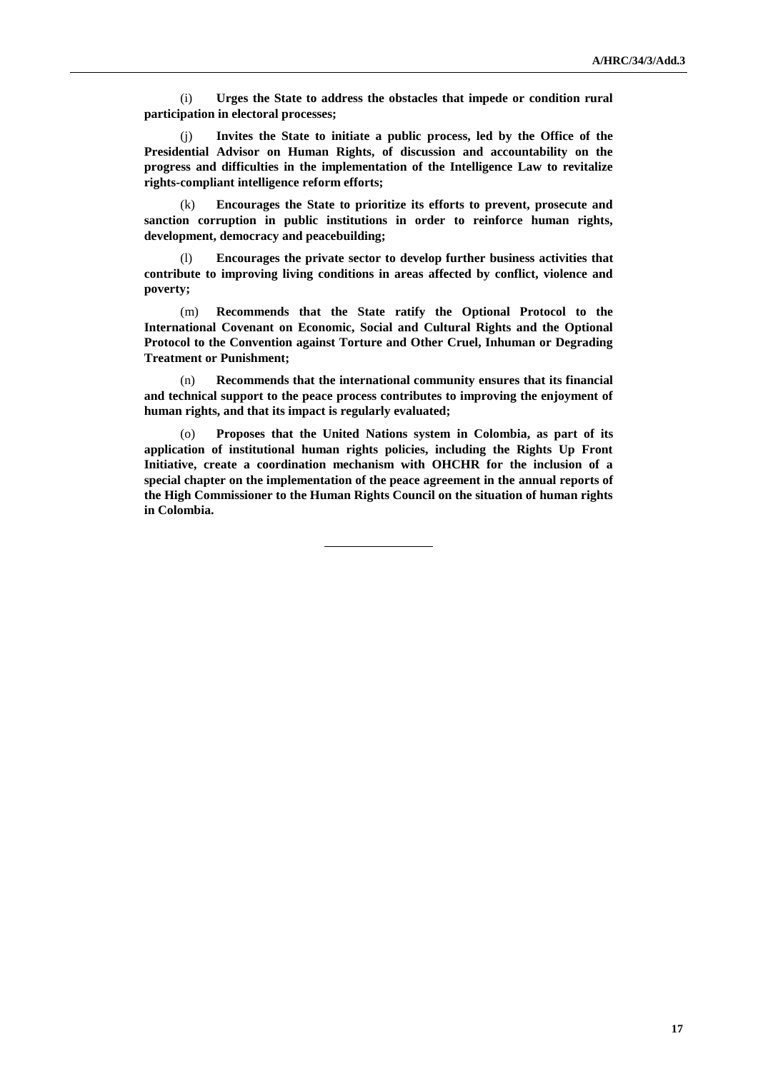(i) **Urges the State to address the obstacles that impede or condition rural participation in electoral processes;**

(j) **Invites the State to initiate a public process, led by the Office of the Presidential Advisor on Human Rights, of discussion and accountability on the progress and difficulties in the implementation of the Intelligence Law to revitalize rights-compliant intelligence reform efforts;**

(k) **Encourages the State to prioritize its efforts to prevent, prosecute and sanction corruption in public institutions in order to reinforce human rights, development, democracy and peacebuilding;**

(l) **Encourages the private sector to develop further business activities that contribute to improving living conditions in areas affected by conflict, violence and poverty;**

(m) **Recommends that the State ratify the Optional Protocol to the International Covenant on Economic, Social and Cultural Rights and the Optional Protocol to the Convention against Torture and Other Cruel, Inhuman or Degrading Treatment or Punishment;**

(n) **Recommends that the international community ensures that its financial and technical support to the peace process contributes to improving the enjoyment of human rights, and that its impact is regularly evaluated;**

(o) **Proposes that the United Nations system in Colombia, as part of its application of institutional human rights policies, including the Rights Up Front Initiative, create a coordination mechanism with OHCHR for the inclusion of a special chapter on the implementation of the peace agreement in the annual reports of the High Commissioner to the Human Rights Council on the situation of human rights in Colombia.**